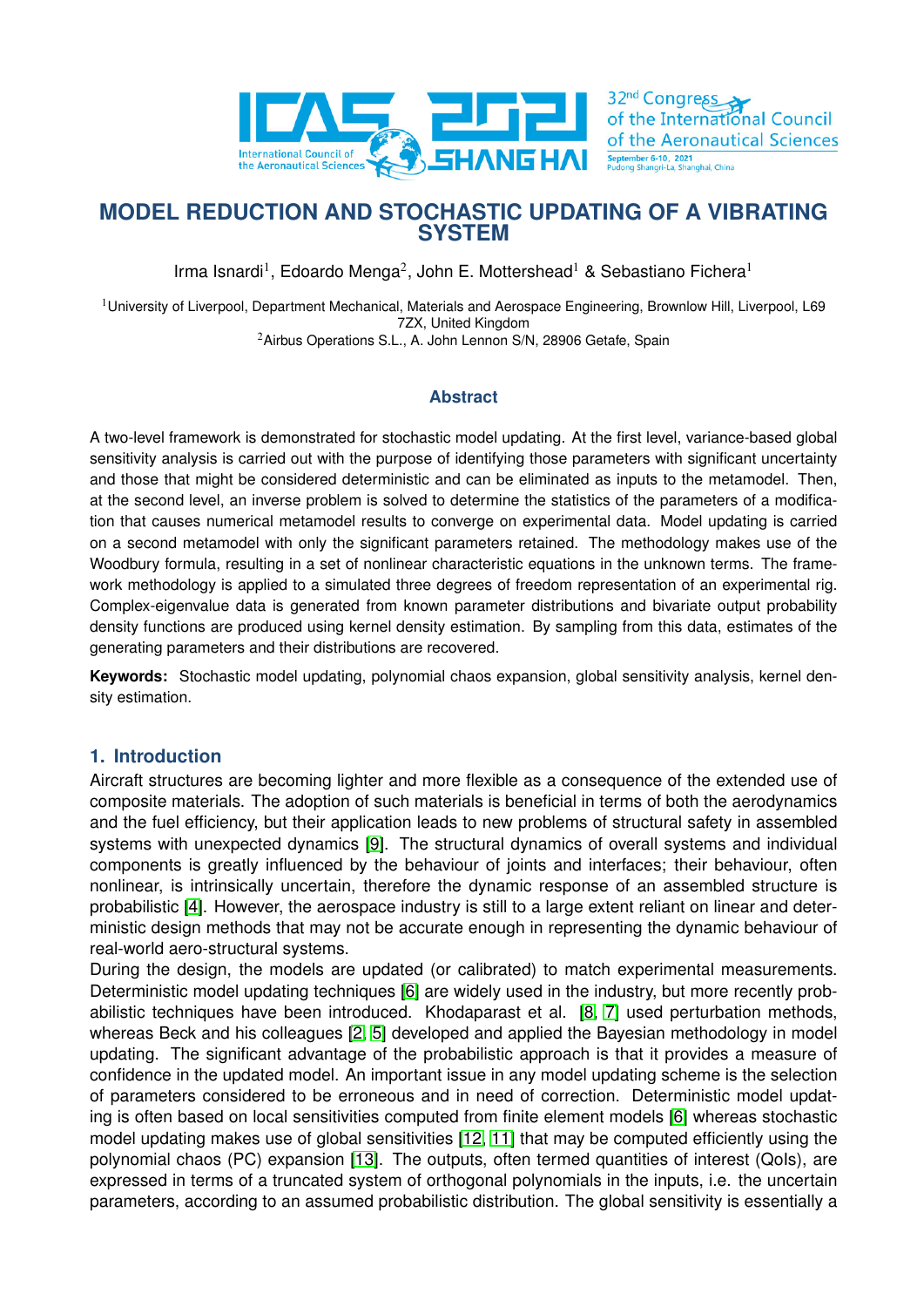# MODEL REDUCTION AND STOCHASTIC UPDATING OF A VIBRATING SYSTEM

Irma Isnardi[1], Edoardo Menga[2], John E. Mottershead[1] & Sebastiano Fichera[1]

[1]University of Liverpool, Department Mechanical, Materials and Aerospace Engineering, Brownlow Hill, Liverpool, L69 7ZX, United Kingdom
[2]Airbus Operations S.L., A. John Lennon S/N, 28906 Getafe, Spain

## Abstract

A two-level framework is demonstrated for stochastic model updating. At the first level, variance-based global sensitivity analysis is carried out with the purpose of identifying those parameters with significant uncertainty and those that might be considered deterministic and can be eliminated as inputs to the metamodel. Then, at the second level, an inverse problem is solved to determine the statistics of the parameters of a modification that causes numerical metamodel results to converge on experimental data. Model updating is carried on a second metamodel with only the significant parameters retained. The methodology makes use of the Woodbury formula, resulting in a set of nonlinear characteristic equations in the unknown terms. The framework methodology is applied to a simulated three degrees of freedom representation of an experimental rig. Complex-eigenvalue data is generated from known parameter distributions and bivariate output probability density functions are produced using kernel density estimation. By sampling from this data, estimates of the generating parameters and their distributions are recovered.

**Keywords:** Stochastic model updating, polynomial chaos expansion, global sensitivity analysis, kernel density estimation.

## 1. Introduction

Aircraft structures are becoming lighter and more flexible as a consequence of the extended use of composite materials. The adoption of such materials is beneficial in terms of both the aerodynamics and the fuel efficiency, but their application leads to new problems of structural safety in assembled systems with unexpected dynamics [9]. The structural dynamics of overall systems and individual components is greatly influenced by the behaviour of joints and interfaces; their behaviour, often nonlinear, is intrinsically uncertain, therefore the dynamic response of an assembled structure is probabilistic [4]. However, the aerospace industry is still to a large extent reliant on linear and deterministic design methods that may not be accurate enough in representing the dynamic behaviour of real-world aero-structural systems.

During the design, the models are updated (or calibrated) to match experimental measurements. Deterministic model updating techniques [6] are widely used in the industry, but more recently probabilistic techniques have been introduced. Khodaparast et al. [8, 7] used perturbation methods, whereas Beck and his colleagues [2, 5] developed and applied the Bayesian methodology in model updating. The significant advantage of the probabilistic approach is that it provides a measure of confidence in the updated model. An important issue in any model updating scheme is the selection of parameters considered to be erroneous and in need of correction. Deterministic model updating is often based on local sensitivities computed from finite element models [6] whereas stochastic model updating makes use of global sensitivities [12, 11] that may be computed efficiently using the polynomial chaos (PC) expansion [13]. The outputs, often termed quantities of interest (QoIs), are expressed in terms of a truncated system of orthogonal polynomials in the inputs, i.e. the uncertain parameters, according to an assumed probabilistic distribution. The global sensitivity is essentially a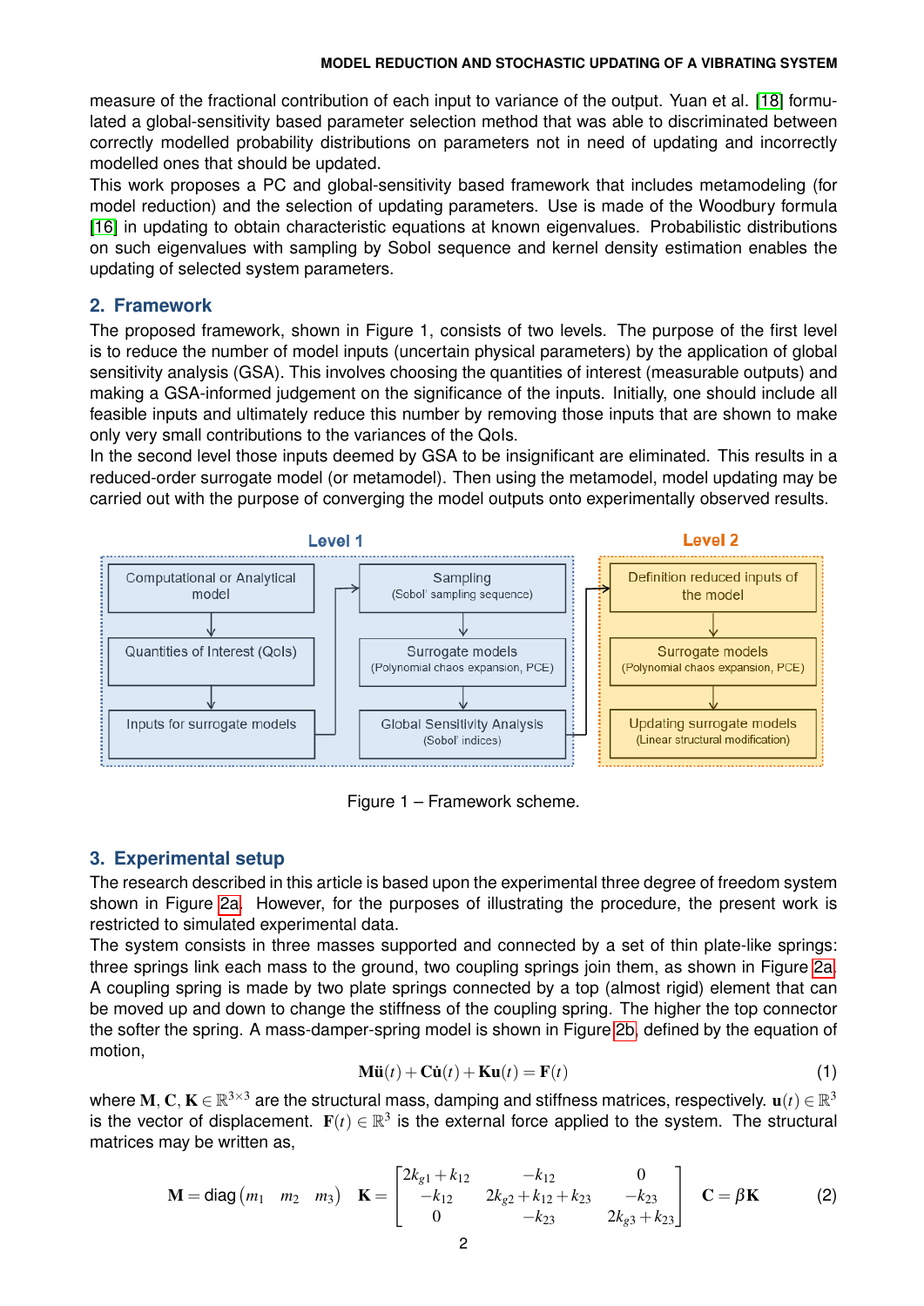measure of the fractional contribution of each input to variance of the output. Yuan et al. [18] formulated a global-sensitivity based parameter selection method that was able to discriminated between correctly modelled probability distributions on parameters not in need of updating and incorrectly modelled ones that should be updated.
This work proposes a PC and global-sensitivity based framework that includes metamodeling (for model reduction) and the selection of updating parameters. Use is made of the Woodbury formula [16] in updating to obtain characteristic equations at known eigenvalues. Probabilistic distributions on such eigenvalues with sampling by Sobol sequence and kernel density estimation enables the updating of selected system parameters.

## 2. Framework

The proposed framework, shown in Figure 1, consists of two levels. The purpose of the first level is to reduce the number of model inputs (uncertain physical parameters) by the application of global sensitivity analysis (GSA). This involves choosing the quantities of interest (measurable outputs) and making a GSA-informed judgement on the significance of the inputs. Initially, one should include all feasible inputs and ultimately reduce this number by removing those inputs that are shown to make only very small contributions to the variances of the QoIs.
In the second level those inputs deemed by GSA to be insignificant are eliminated. This results in a reduced-order surrogate model (or metamodel). Then using the metamodel, model updating may be carried out with the purpose of converging the model outputs onto experimentally observed results.

Level 1

Computational or Analytical model → Quantities of Interest (QoIs) → Inputs for surrogate models → Sampling (Sobol' sampling sequence) → Surrogate models (Polynomial chaos expansion, PCE) → Global Sensitivity Analysis (Sobol' indices)

Level 2

Definition reduced inputs of the model → Surrogate models (Polynomial chaos expansion, PCE) → Updating surrogate models (Linear structural modification)

Figure 1 – Framework scheme.

## 3. Experimental setup

The research described in this article is based upon the experimental three degree of freedom system shown in Figure 2a. However, for the purposes of illustrating the procedure, the present work is restricted to simulated experimental data.
The system consists in three masses supported and connected by a set of thin plate-like springs: three springs link each mass to the ground, two coupling springs join them, as shown in Figure 2a. A coupling spring is made by two plate springs connected by a top (almost rigid) element that can be moved up and down to change the stiffness of the coupling spring. The higher the top connector the softer the spring. A mass-damper-spring model is shown in Figure 2b, defined by the equation of motion,

$$\mathbf{M}\ddot{\mathbf{u}}(t) + \mathbf{C}\dot{\mathbf{u}}(t) + \mathbf{K}\mathbf{u}(t) = \mathbf{F}(t) \tag{1}$$

where $\mathbf{M}, \mathbf{C}, \mathbf{K} \in \mathbb{R}^{3\times 3}$ are the structural mass, damping and stiffness matrices, respectively. $\mathbf{u}(t) \in \mathbb{R}^3$ is the vector of displacement. $\mathbf{F}(t) \in \mathbb{R}^3$ is the external force applied to the system. The structural matrices may be written as,

$$\mathbf{M} = \text{diag}\begin{pmatrix} m_1 & m_2 & m_3 \end{pmatrix} \quad \mathbf{K} = \begin{bmatrix} 2k_{g1}+k_{12} & -k_{12} & 0 \\ -k_{12} & 2k_{g2}+k_{12}+k_{23} & -k_{23} \\ 0 & -k_{23} & 2k_{g3}+k_{23} \end{bmatrix} \quad \mathbf{C} = \beta\mathbf{K} \tag{2}$$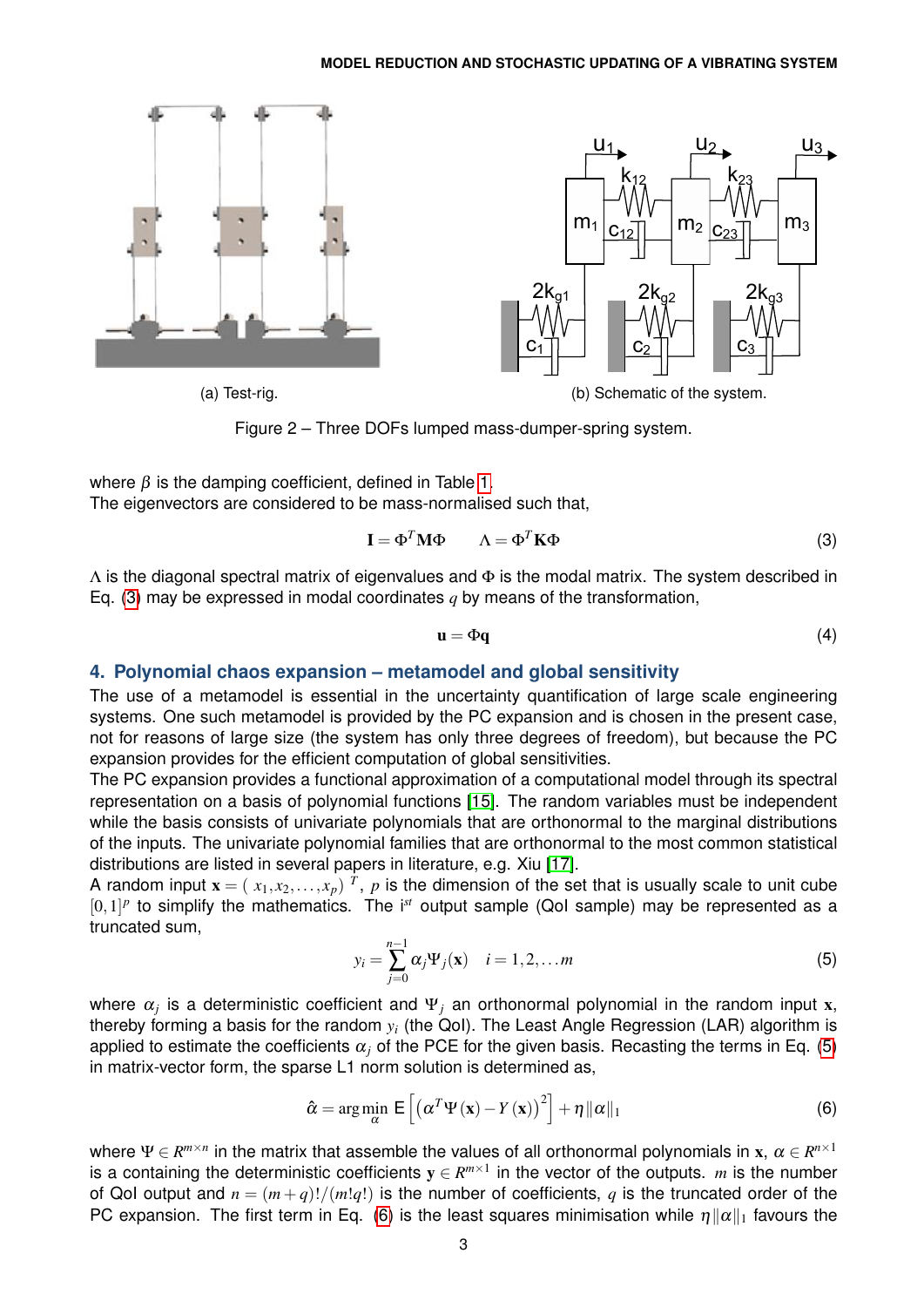(a) Test-rig.

(b) Schematic of the system.

Figure 2 – Three DOFs lumped mass-dumper-spring system.

where $\beta$ is the damping coefficient, defined in Table 1.
The eigenvectors are considered to be mass-normalised such that,

$$\mathbf{I} = \Phi^T \mathbf{M} \Phi \qquad \Lambda = \Phi^T \mathbf{K} \Phi \tag{3}$$

$\Lambda$ is the diagonal spectral matrix of eigenvalues and $\Phi$ is the modal matrix. The system described in Eq. (3) may be expressed in modal coordinates $q$ by means of the transformation,

$$\mathbf{u} = \Phi \mathbf{q} \tag{4}$$

## 4. Polynomial chaos expansion – metamodel and global sensitivity

The use of a metamodel is essential in the uncertainty quantification of large scale engineering systems. One such metamodel is provided by the PC expansion and is chosen in the present case, not for reasons of large size (the system has only three degrees of freedom), but because the PC expansion provides for the efficient computation of global sensitivities.
The PC expansion provides a functional approximation of a computational model through its spectral representation on a basis of polynomial functions [15]. The random variables must be independent while the basis consists of univariate polynomials that are orthonormal to the marginal distributions of the inputs. The univariate polynomial families that are orthonormal to the most common statistical distributions are listed in several papers in literature, e.g. Xiu [17].
A random input $\mathbf{x} = (x_1, x_2, \ldots, x_p)^T$, $p$ is the dimension of the set that is usually scale to unit cube $[0,1]^p$ to simplify the mathematics. The i$^{st}$ output sample (QoI sample) may be represented as a truncated sum,

$$y_i = \sum_{j=0}^{n-1} \alpha_j \Psi_j(\mathbf{x}) \quad i = 1, 2, \ldots m \tag{5}$$

where $\alpha_j$ is a deterministic coefficient and $\Psi_j$ an orthonormal polynomial in the random input $\mathbf{x}$, thereby forming a basis for the random $y_i$ (the QoI). The Least Angle Regression (LAR) algorithm is applied to estimate the coefficients $\alpha_j$ of the PCE for the given basis. Recasting the terms in Eq. (5) in matrix-vector form, the sparse L1 norm solution is determined as,

$$\hat{\alpha} = \arg\min_{\alpha} \mathsf{E}\left[\left(\alpha^T \Psi(\mathbf{x}) - Y(\mathbf{x})\right)^2\right] + \eta \|\alpha\|_1 \tag{6}$$

where $\Psi \in R^{m \times n}$ in the matrix that assemble the values of all orthonormal polynomials in $\mathbf{x}$, $\alpha \in R^{n \times 1}$ is a containing the deterministic coefficients $\mathbf{y} \in R^{m \times 1}$ in the vector of the outputs. $m$ is the number of QoI output and $n = (m+q)!/(m!q!)$ is the number of coefficients, $q$ is the truncated order of the PC expansion. The first term in Eq. (6) is the least squares minimisation while $\eta \|\alpha\|_1$ favours the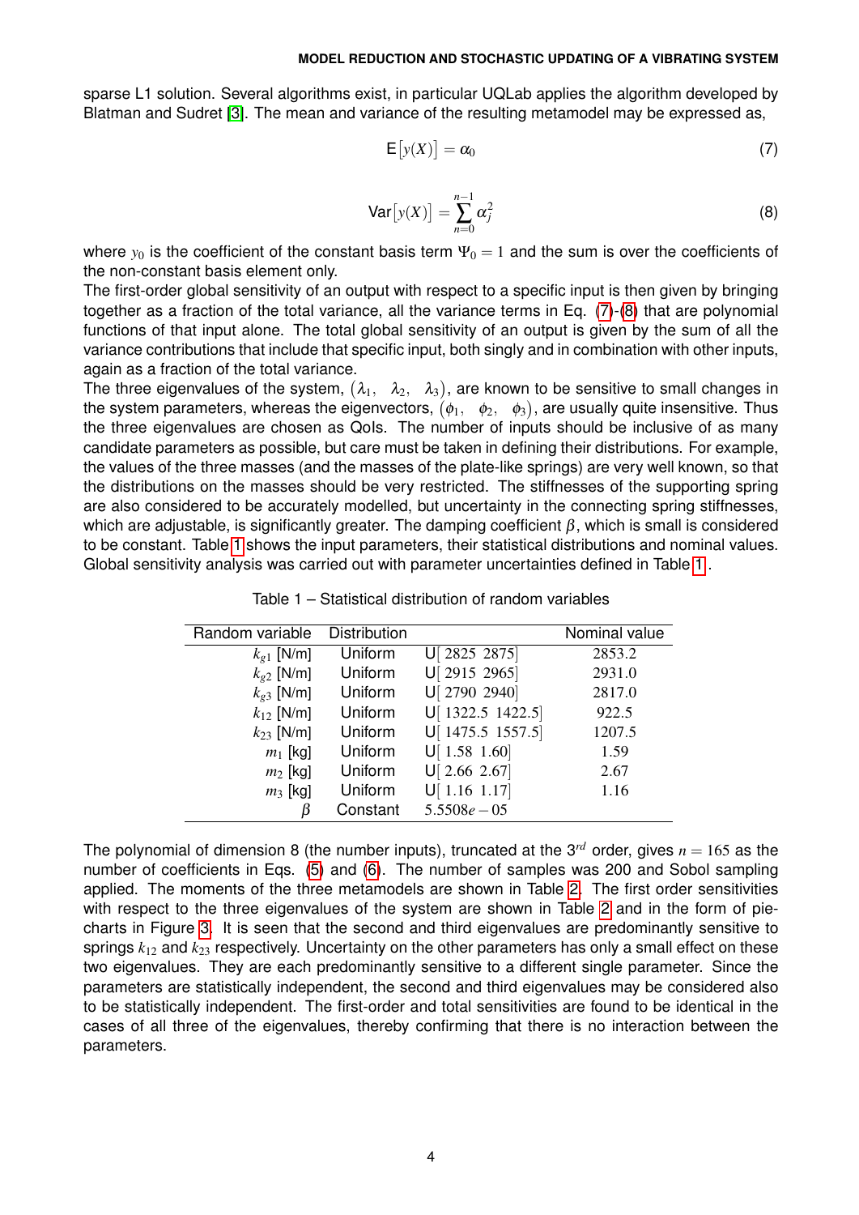sparse L1 solution. Several algorithms exist, in particular UQLab applies the algorithm developed by Blatman and Sudret [3]. The mean and variance of the resulting metamodel may be expressed as,

$$\mathsf{E}\big[y(X)\big] = \alpha_0 \tag{7}$$

$$\mathsf{Var}\big[y(X)\big] = \sum_{n=0}^{n-1} \alpha_j^2 \tag{8}$$

where $y_0$ is the coefficient of the constant basis term $\Psi_0 = 1$ and the sum is over the coefficients of the non-constant basis element only.

The first-order global sensitivity of an output with respect to a specific input is then given by bringing together as a fraction of the total variance, all the variance terms in Eq. (7)-(8) that are polynomial functions of that input alone. The total global sensitivity of an output is given by the sum of all the variance contributions that include that specific input, both singly and in combination with other inputs, again as a fraction of the total variance.

The three eigenvalues of the system, $(\lambda_1, \ \lambda_2, \ \lambda_3)$, are known to be sensitive to small changes in the system parameters, whereas the eigenvectors, $(\phi_1, \ \phi_2, \ \phi_3)$, are usually quite insensitive. Thus the three eigenvalues are chosen as QoIs. The number of inputs should be inclusive of as many candidate parameters as possible, but care must be taken in defining their distributions. For example, the values of the three masses (and the masses of the plate-like springs) are very well known, so that the distributions on the masses should be very restricted. The stiffnesses of the supporting spring are also considered to be accurately modelled, but uncertainty in the connecting spring stiffnesses, which are adjustable, is significantly greater. The damping coefficient $\beta$, which is small is considered to be constant. Table 1 shows the input parameters, their statistical distributions and nominal values. Global sensitivity analysis was carried out with parameter uncertainties defined in Table 1.

Table 1 – Statistical distribution of random variables

| Random variable | Distribution | | Nominal value |
|---|---|---|---|
| $k_{g1}$ [N/m] | Uniform | U[ $2825 \ \ 2875$] | $2853.2$ |
| $k_{g2}$ [N/m] | Uniform | U[ $2915 \ \ 2965$] | $2931.0$ |
| $k_{g3}$ [N/m] | Uniform | U[ $2790 \ \ 2940$] | $2817.0$ |
| $k_{12}$ [N/m] | Uniform | U[ $1322.5 \ \ 1422.5$] | $922.5$ |
| $k_{23}$ [N/m] | Uniform | U[ $1475.5 \ \ 1557.5$] | $1207.5$ |
| $m_1$ [kg] | Uniform | U[ $1.58 \ \ 1.60$] | $1.59$ |
| $m_2$ [kg] | Uniform | U[ $2.66 \ \ 2.67$] | $2.67$ |
| $m_3$ [kg] | Uniform | U[ $1.16 \ \ 1.17$] | $1.16$ |
| $\beta$ | Constant | $5.5508e-05$ | |

The polynomial of dimension 8 (the number inputs), truncated at the 3$^{rd}$ order, gives $n = 165$ as the number of coefficients in Eqs. (5) and (6). The number of samples was 200 and Sobol sampling applied. The moments of the three metamodels are shown in Table 2. The first order sensitivities with respect to the three eigenvalues of the system are shown in Table 2 and in the form of pie-charts in Figure 3. It is seen that the second and third eigenvalues are predominantly sensitive to springs $k_{12}$ and $k_{23}$ respectively. Uncertainty on the other parameters has only a small effect on these two eigenvalues. They are each predominantly sensitive to a different single parameter. Since the parameters are statistically independent, the second and third eigenvalues may be considered also to be statistically independent. The first-order and total sensitivities are found to be identical in the cases of all three of the eigenvalues, thereby confirming that there is no interaction between the parameters.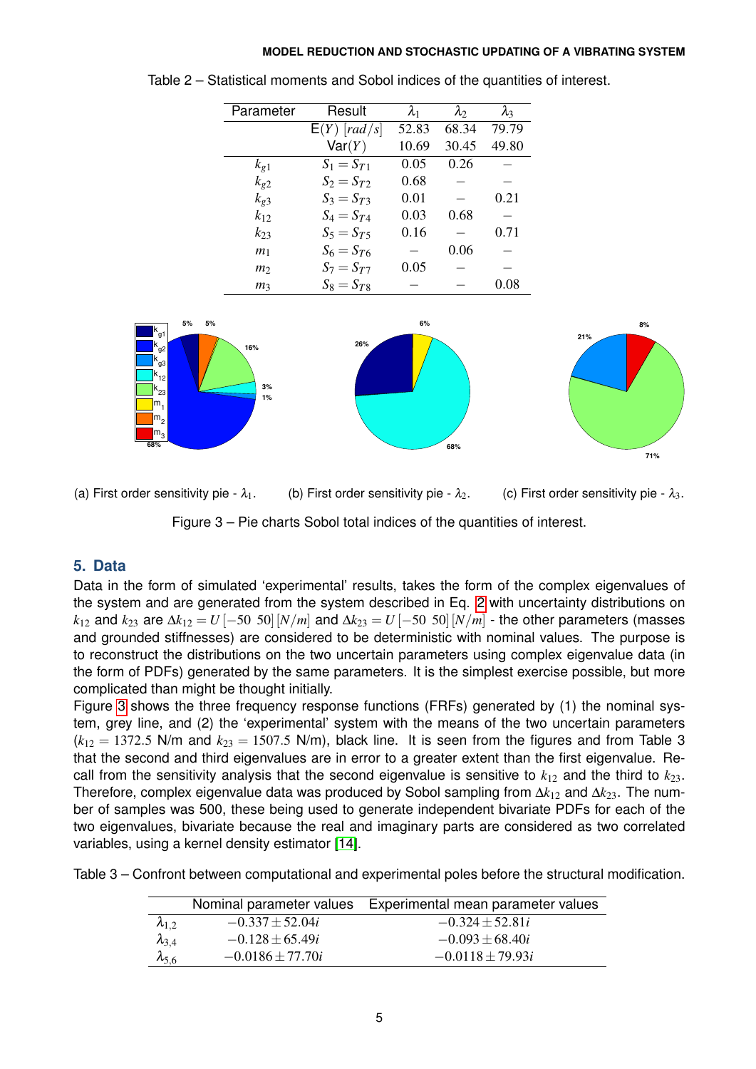Table 2 – Statistical moments and Sobol indices of the quantities of interest.

| Parameter | Result | $\lambda_1$ | $\lambda_2$ | $\lambda_3$ |
|---|---|---|---|---|
| | $\mathsf{E}(Y)$ $[rad/s]$ | 52.83 | 68.34 | 79.79 |
| | $\mathsf{Var}(Y)$ | 10.69 | 30.45 | 49.80 |
| $k_{g1}$ | $S_1 = S_{T1}$ | 0.05 | 0.26 | – |
| $k_{g2}$ | $S_2 = S_{T2}$ | 0.68 | – | – |
| $k_{g3}$ | $S_3 = S_{T3}$ | 0.01 | – | 0.21 |
| $k_{12}$ | $S_4 = S_{T4}$ | 0.03 | 0.68 | – |
| $k_{23}$ | $S_5 = S_{T5}$ | 0.16 | – | 0.71 |
| $m_1$ | $S_6 = S_{T6}$ | – | 0.06 | – |
| $m_2$ | $S_7 = S_{T7}$ | 0.05 | – | – |
| $m_3$ | $S_8 = S_{T8}$ | – | – | 0.08 |

(a) First order sensitivity pie - $\lambda_1$. (b) First order sensitivity pie - $\lambda_2$. (c) First order sensitivity pie - $\lambda_3$.

Figure 3 – Pie charts Sobol total indices of the quantities of interest.

## 5. Data

Data in the form of simulated 'experimental' results, takes the form of the complex eigenvalues of the system and are generated from the system described in Eq. 2 with uncertainty distributions on $k_{12}$ and $k_{23}$ are $\Delta k_{12} = U[-50\ 50]\,[N/m]$ and $\Delta k_{23} = U[-50\ 50]\,[N/m]$ - the other parameters (masses and grounded stiffnesses) are considered to be deterministic with nominal values. The purpose is to reconstruct the distributions on the two uncertain parameters using complex eigenvalue data (in the form of PDFs) generated by the same parameters. It is the simplest exercise possible, but more complicated than might be thought initially.

Figure 3 shows the three frequency response functions (FRFs) generated by (1) the nominal system, grey line, and (2) the 'experimental' system with the means of the two uncertain parameters ($k_{12} = 1372.5$ N/m and $k_{23} = 1507.5$ N/m), black line. It is seen from the figures and from Table 3 that the second and third eigenvalues are in error to a greater extent than the first eigenvalue. Recall from the sensitivity analysis that the second eigenvalue is sensitive to $k_{12}$ and the third to $k_{23}$. Therefore, complex eigenvalue data was produced by Sobol sampling from $\Delta k_{12}$ and $\Delta k_{23}$. The number of samples was 500, these being used to generate independent bivariate PDFs for each of the two eigenvalues, bivariate because the real and imaginary parts are considered as two correlated variables, using a kernel density estimator [14].

Table 3 – Confront between computational and experimental poles before the structural modification.

| | Nominal parameter values | Experimental mean parameter values |
|---|---|---|
| $\lambda_{1,2}$ | $-0.337 \pm 52.04i$ | $-0.324 \pm 52.81i$ |
| $\lambda_{3,4}$ | $-0.128 \pm 65.49i$ | $-0.093 \pm 68.40i$ |
| $\lambda_{5,6}$ | $-0.0186 \pm 77.70i$ | $-0.0118 \pm 79.93i$ |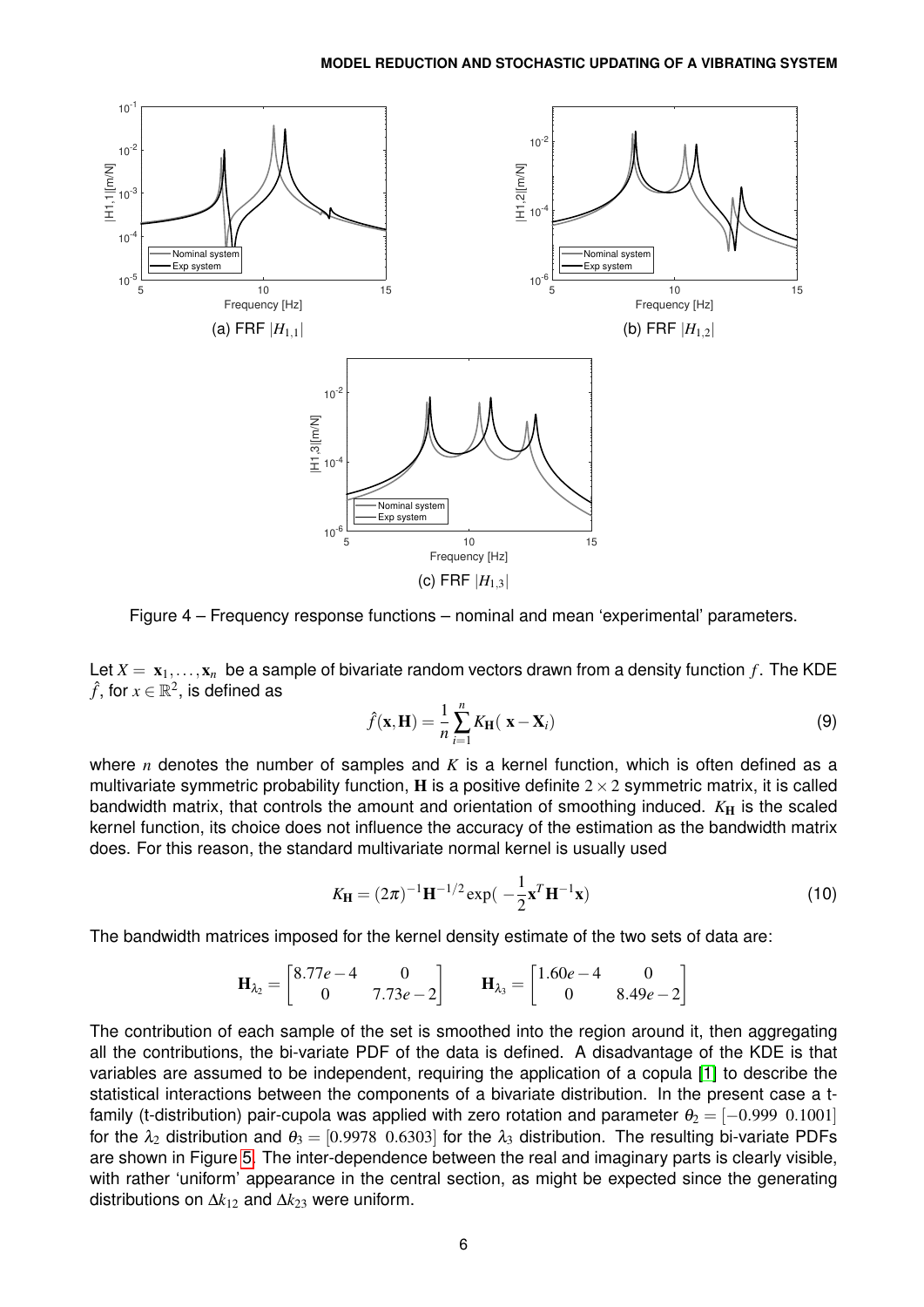(a) FRF $|H_{1,1}|$

(b) FRF $|H_{1,2}|$

(c) FRF $|H_{1,3}|$

Figure 4 – Frequency response functions – nominal and mean 'experimental' parameters.

Let $X = \mathbf{x}_1, \ldots, \mathbf{x}_n$ be a sample of bivariate random vectors drawn from a density function $f$. The KDE $\hat{f}$, for $x \in \mathbb{R}^2$, is defined as

$$\hat{f}(\mathbf{x}, \mathbf{H}) = \frac{1}{n} \sum_{i=1}^{n} K_{\mathbf{H}}(\mathbf{x} - \mathbf{X}_i) \tag{9}$$

where $n$ denotes the number of samples and $K$ is a kernel function, which is often defined as a multivariate symmetric probability function, $\mathbf{H}$ is a positive definite $2 \times 2$ symmetric matrix, it is called bandwidth matrix, that controls the amount and orientation of smoothing induced. $K_{\mathbf{H}}$ is the scaled kernel function, its choice does not influence the accuracy of the estimation as the bandwidth matrix does. For this reason, the standard multivariate normal kernel is usually used

$$K_{\mathbf{H}} = (2\pi)^{-1} \mathbf{H}^{-1/2} \exp(-\frac{1}{2} \mathbf{x}^T \mathbf{H}^{-1} \mathbf{x}) \tag{10}$$

The bandwidth matrices imposed for the kernel density estimate of the two sets of data are:

$$\mathbf{H}_{\lambda_2} = \begin{bmatrix} 8.77e-4 & 0 \\ 0 & 7.73e-2 \end{bmatrix} \qquad \mathbf{H}_{\lambda_3} = \begin{bmatrix} 1.60e-4 & 0 \\ 0 & 8.49e-2 \end{bmatrix}$$

The contribution of each sample of the set is smoothed into the region around it, then aggregating all the contributions, the bi-variate PDF of the data is defined. A disadvantage of the KDE is that variables are assumed to be independent, requiring the application of a copula [1] to describe the statistical interactions between the components of a bivariate distribution. In the present case a t-family (t-distribution) pair-cupola was applied with zero rotation and parameter $\theta_2 = [-0.999 \;\; 0.1001]$ for the $\lambda_2$ distribution and $\theta_3 = [0.9978 \;\; 0.6303]$ for the $\lambda_3$ distribution. The resulting bi-variate PDFs are shown in Figure 5. The inter-dependence between the real and imaginary parts is clearly visible, with rather 'uniform' appearance in the central section, as might be expected since the generating distributions on $\Delta k_{12}$ and $\Delta k_{23}$ were uniform.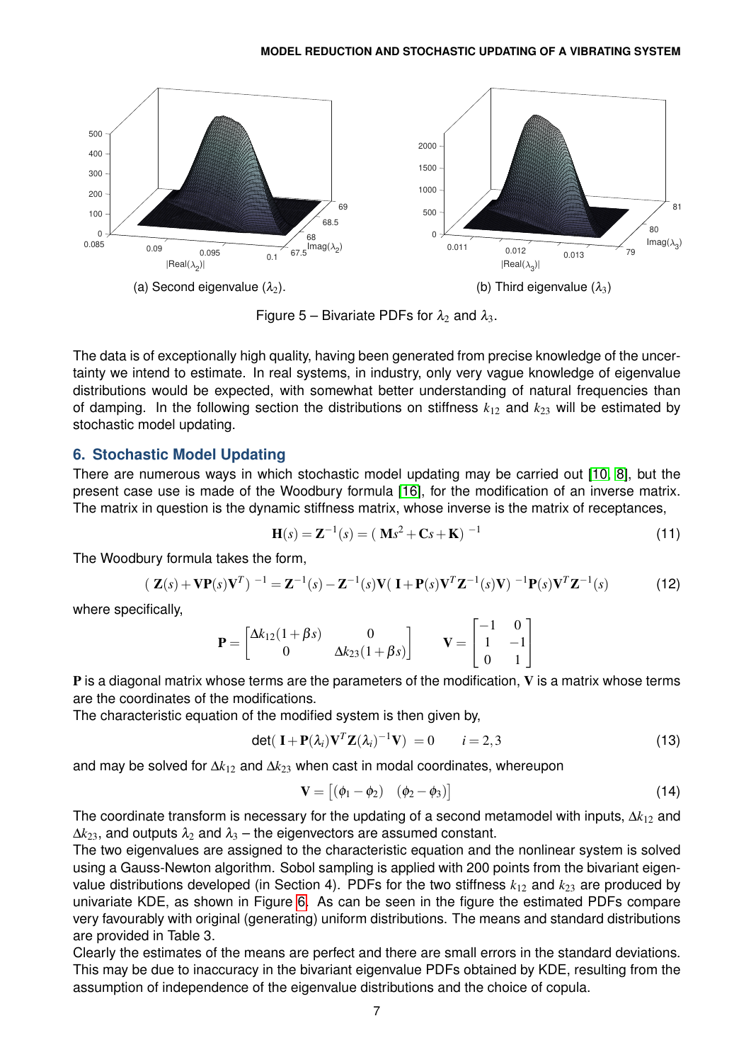(a) Second eigenvalue ($\lambda_2$).

(b) Third eigenvalue ($\lambda_3$)

Figure 5 – Bivariate PDFs for $\lambda_2$ and $\lambda_3$.

The data is of exceptionally high quality, having been generated from precise knowledge of the uncertainty we intend to estimate. In real systems, in industry, only very vague knowledge of eigenvalue distributions would be expected, with somewhat better understanding of natural frequencies than of damping. In the following section the distributions on stiffness $k_{12}$ and $k_{23}$ will be estimated by stochastic model updating.

## 6. Stochastic Model Updating

There are numerous ways in which stochastic model updating may be carried out [10, 8], but the present case use is made of the Woodbury formula [16], for the modification of an inverse matrix. The matrix in question is the dynamic stiffness matrix, whose inverse is the matrix of receptances,

$$\mathbf{H}(s) = \mathbf{Z}^{-1}(s) = \left( \mathbf{M}s^2 + \mathbf{C}s + \mathbf{K} \right)^{-1} \tag{11}$$

The Woodbury formula takes the form,

$$\left( \mathbf{Z}(s) + \mathbf{V}\mathbf{P}(s)\mathbf{V}^T \right)^{-1} = \mathbf{Z}^{-1}(s) - \mathbf{Z}^{-1}(s)\mathbf{V}\left( \mathbf{I} + \mathbf{P}(s)\mathbf{V}^T\mathbf{Z}^{-1}(s)\mathbf{V} \right)^{-1}\mathbf{P}(s)\mathbf{V}^T\mathbf{Z}^{-1}(s) \tag{12}$$

where specifically,

$$\mathbf{P} = \begin{bmatrix} \Delta k_{12}(1+\beta s) & 0 \\ 0 & \Delta k_{23}(1+\beta s) \end{bmatrix} \qquad \mathbf{V} = \begin{bmatrix} -1 & 0 \\ 1 & -1 \\ 0 & 1 \end{bmatrix}$$

$\mathbf{P}$ is a diagonal matrix whose terms are the parameters of the modification, $\mathbf{V}$ is a matrix whose terms are the coordinates of the modifications.

The characteristic equation of the modified system is then given by,

$$\det\left( \mathbf{I} + \mathbf{P}(\lambda_i)\mathbf{V}^T\mathbf{Z}(\lambda_i)^{-1}\mathbf{V} \right) = 0 \qquad i = 2, 3 \tag{13}$$

and may be solved for $\Delta k_{12}$ and $\Delta k_{23}$ when cast in modal coordinates, whereupon

$$\mathbf{V} = \left[ (\phi_1 - \phi_2) \quad (\phi_2 - \phi_3) \right] \tag{14}$$

The coordinate transform is necessary for the updating of a second metamodel with inputs, $\Delta k_{12}$ and $\Delta k_{23}$, and outputs $\lambda_2$ and $\lambda_3$ – the eigenvectors are assumed constant.

The two eigenvalues are assigned to the characteristic equation and the nonlinear system is solved using a Gauss-Newton algorithm. Sobol sampling is applied with 200 points from the bivariant eigenvalue distributions developed (in Section 4). PDFs for the two stiffness $k_{12}$ and $k_{23}$ are produced by univariate KDE, as shown in Figure 6. As can be seen in the figure the estimated PDFs compare very favourably with original (generating) uniform distributions. The means and standard distributions are provided in Table 3.

Clearly the estimates of the means are perfect and there are small errors in the standard deviations. This may be due to inaccuracy in the bivariant eigenvalue PDFs obtained by KDE, resulting from the assumption of independence of the eigenvalue distributions and the choice of copula.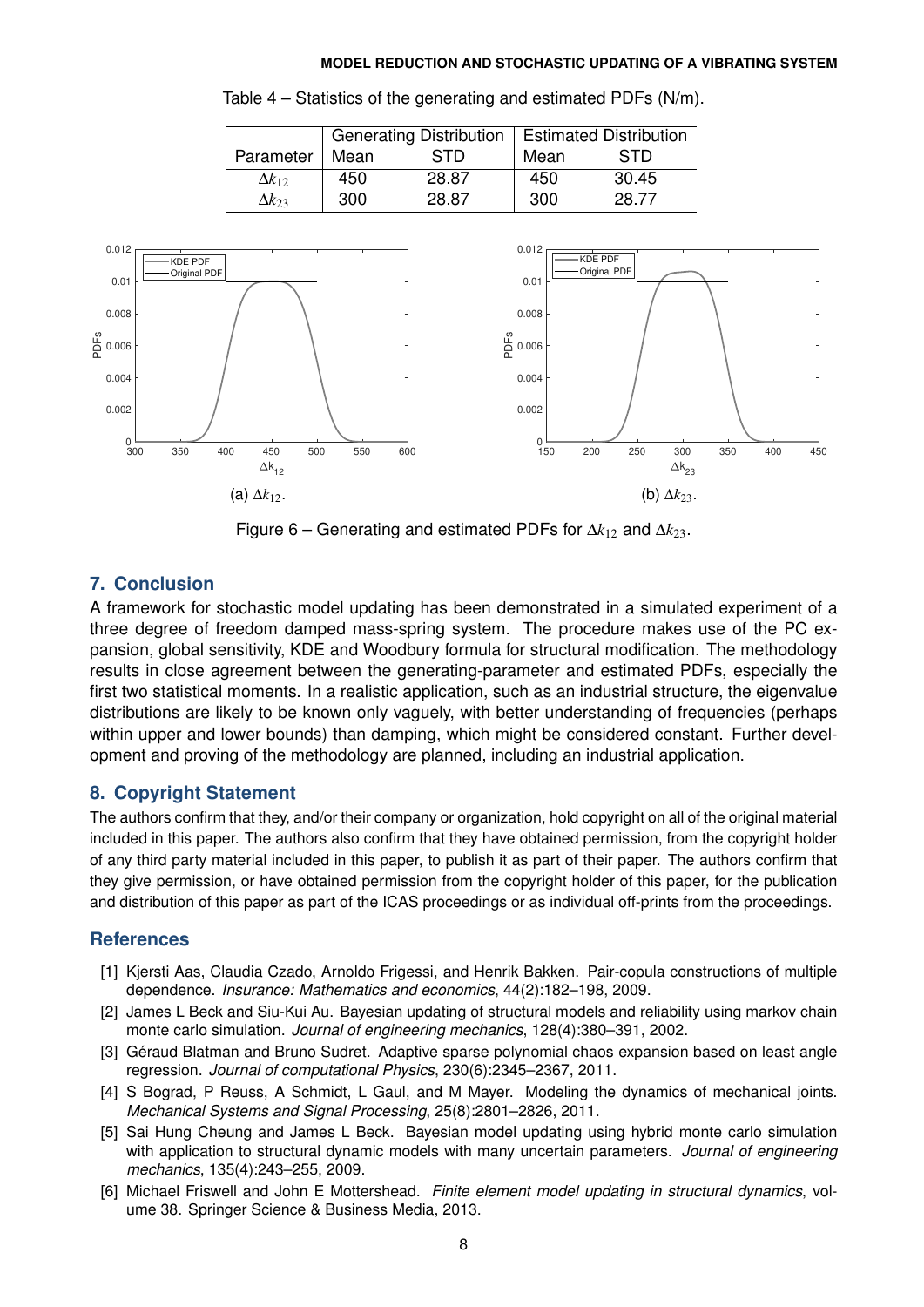Table 4 – Statistics of the generating and estimated PDFs (N/m).

| | Generating Distribution | | Estimated Distribution | |
|---|---|---|---|---|
| Parameter | Mean | STD | Mean | STD |
| $\Delta k_{12}$ | 450 | 28.87 | 450 | 30.45 |
| $\Delta k_{23}$ | 300 | 28.87 | 300 | 28.77 |

(a) $\Delta k_{12}$.

(b) $\Delta k_{23}$.

Figure 6 – Generating and estimated PDFs for $\Delta k_{12}$ and $\Delta k_{23}$.

## 7. Conclusion

A framework for stochastic model updating has been demonstrated in a simulated experiment of a three degree of freedom damped mass-spring system. The procedure makes use of the PC expansion, global sensitivity, KDE and Woodbury formula for structural modification. The methodology results in close agreement between the generating-parameter and estimated PDFs, especially the first two statistical moments. In a realistic application, such as an industrial structure, the eigenvalue distributions are likely to be known only vaguely, with better understanding of frequencies (perhaps within upper and lower bounds) than damping, which might be considered constant. Further development and proving of the methodology are planned, including an industrial application.

## 8. Copyright Statement

The authors confirm that they, and/or their company or organization, hold copyright on all of the original material included in this paper. The authors also confirm that they have obtained permission, from the copyright holder of any third party material included in this paper, to publish it as part of their paper. The authors confirm that they give permission, or have obtained permission from the copyright holder of this paper, for the publication and distribution of this paper as part of the ICAS proceedings or as individual off-prints from the proceedings.

## References

[1] Kjersti Aas, Claudia Czado, Arnoldo Frigessi, and Henrik Bakken. Pair-copula constructions of multiple dependence. *Insurance: Mathematics and economics*, 44(2):182–198, 2009.

[2] James L Beck and Siu-Kui Au. Bayesian updating of structural models and reliability using markov chain monte carlo simulation. *Journal of engineering mechanics*, 128(4):380–391, 2002.

[3] Géraud Blatman and Bruno Sudret. Adaptive sparse polynomial chaos expansion based on least angle regression. *Journal of computational Physics*, 230(6):2345–2367, 2011.

[4] S Bograd, P Reuss, A Schmidt, L Gaul, and M Mayer. Modeling the dynamics of mechanical joints. *Mechanical Systems and Signal Processing*, 25(8):2801–2826, 2011.

[5] Sai Hung Cheung and James L Beck. Bayesian model updating using hybrid monte carlo simulation with application to structural dynamic models with many uncertain parameters. *Journal of engineering mechanics*, 135(4):243–255, 2009.

[6] Michael Friswell and John E Mottershead. *Finite element model updating in structural dynamics*, volume 38. Springer Science & Business Media, 2013.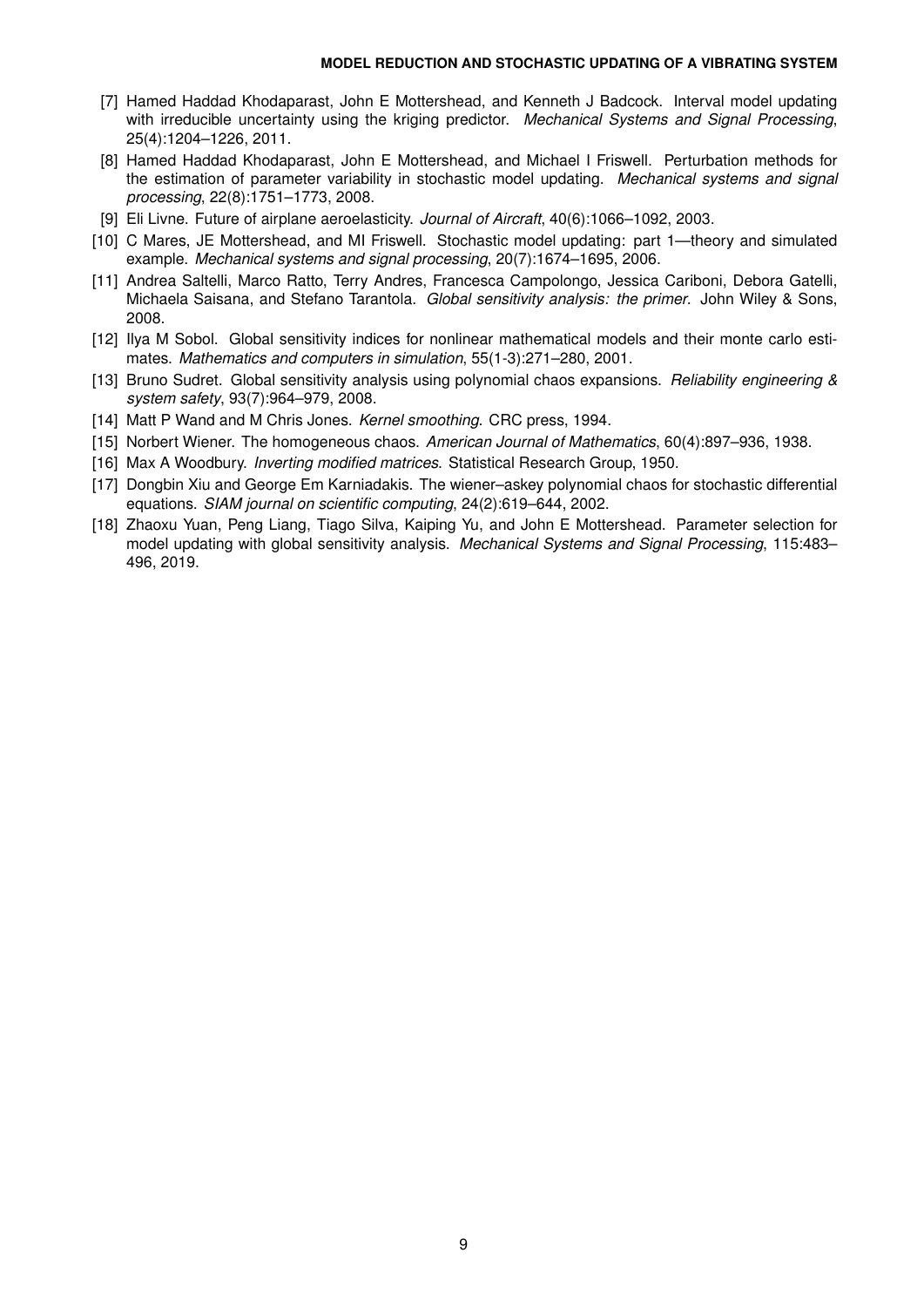[7] Hamed Haddad Khodaparast, John E Mottershead, and Kenneth J Badcock. Interval model updating with irreducible uncertainty using the kriging predictor. *Mechanical Systems and Signal Processing*, 25(4):1204–1226, 2011.

[8] Hamed Haddad Khodaparast, John E Mottershead, and Michael I Friswell. Perturbation methods for the estimation of parameter variability in stochastic model updating. *Mechanical systems and signal processing*, 22(8):1751–1773, 2008.

[9] Eli Livne. Future of airplane aeroelasticity. *Journal of Aircraft*, 40(6):1066–1092, 2003.

[10] C Mares, JE Mottershead, and MI Friswell. Stochastic model updating: part 1—theory and simulated example. *Mechanical systems and signal processing*, 20(7):1674–1695, 2006.

[11] Andrea Saltelli, Marco Ratto, Terry Andres, Francesca Campolongo, Jessica Cariboni, Debora Gatelli, Michaela Saisana, and Stefano Tarantola. *Global sensitivity analysis: the primer*. John Wiley & Sons, 2008.

[12] Ilya M Sobol. Global sensitivity indices for nonlinear mathematical models and their monte carlo estimates. *Mathematics and computers in simulation*, 55(1-3):271–280, 2001.

[13] Bruno Sudret. Global sensitivity analysis using polynomial chaos expansions. *Reliability engineering & system safety*, 93(7):964–979, 2008.

[14] Matt P Wand and M Chris Jones. *Kernel smoothing*. CRC press, 1994.

[15] Norbert Wiener. The homogeneous chaos. *American Journal of Mathematics*, 60(4):897–936, 1938.

[16] Max A Woodbury. *Inverting modified matrices*. Statistical Research Group, 1950.

[17] Dongbin Xiu and George Em Karniadakis. The wiener–askey polynomial chaos for stochastic differential equations. *SIAM journal on scientific computing*, 24(2):619–644, 2002.

[18] Zhaoxu Yuan, Peng Liang, Tiago Silva, Kaiping Yu, and John E Mottershead. Parameter selection for model updating with global sensitivity analysis. *Mechanical Systems and Signal Processing*, 115:483–496, 2019.